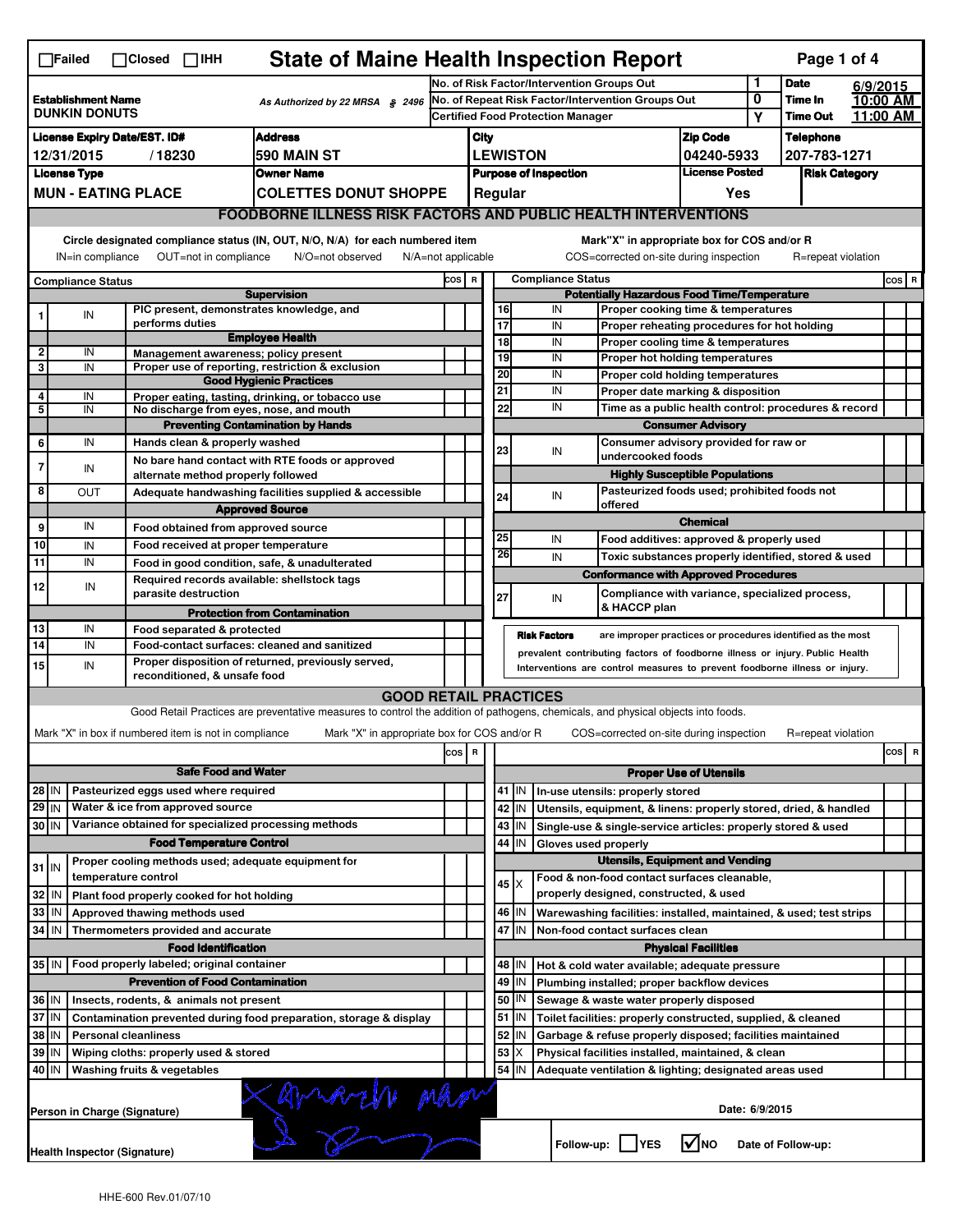☐Failed ☐Closed ☐IHH

# State of Maine Health Inspection Report

| Establishment Name | As Authorized by 22 MRSA § 2496 | No. of Risk Factor/Intervention Groups Out | 1 | Date | 6/9/2015 |
|---|---|---|---|---|---|
| DUNKIN DONUTS | | No. of Repeat Risk Factor/Intervention Groups Out | 0 | Time In | 10:00 AM |
| | | Certified Food Protection Manager | Y | Time Out | 11:00 AM |

| License Expiry Date/EST. ID# | Address | City | Zip Code | Telephone |
|---|---|---|---|---|
| 12/31/2015 / 18230 | 590 MAIN ST | LEWISTON | 04240-5933 | 207-783-1271 |

| License Type | Owner Name | Purpose of Inspection | License Posted | Risk Category |
|---|---|---|---|---|
| MUN - EATING PLACE | COLETTES DONUT SHOPPE | Regular | Yes | |

## FOODBORNE ILLNESS RISK FACTORS AND PUBLIC HEALTH INTERVENTIONS

Circle designated compliance status (IN, OUT, N/O, N/A) for each numbered item — IN=in compliance OUT=not in compliance N/O=not observed N/A=not applicable

Mark "X" in appropriate box for COS and/or R — COS=corrected on-site during inspection R=repeat violation

| # | Compliance Status | Item | COS | R |
|---|---|---|---|---|
| | | **Supervision** | | |
| 1 | IN | PIC present, demonstrates knowledge, and performs duties | | |
| | | **Employee Health** | | |
| 2 | IN | Management awareness; policy present | | |
| 3 | IN | Proper use of reporting, restriction & exclusion | | |
| | | **Good Hygienic Practices** | | |
| 4 | IN | Proper eating, tasting, drinking, or tobacco use | | |
| 5 | IN | No discharge from eyes, nose, and mouth | | |
| | | **Preventing Contamination by Hands** | | |
| 6 | IN | Hands clean & properly washed | | |
| 7 | IN | No bare hand contact with RTE foods or approved alternate method properly followed | | |
| 8 | OUT | Adequate handwashing facilities supplied & accessible | | |
| | | **Approved Source** | | |
| 9 | IN | Food obtained from approved source | | |
| 10 | IN | Food received at proper temperature | | |
| 11 | IN | Food in good condition, safe, & unadulterated | | |
| 12 | IN | Required records available: shellstock tags parasite destruction | | |
| | | **Protection from Contamination** | | |
| 13 | IN | Food separated & protected | | |
| 14 | IN | Food-contact surfaces: cleaned and sanitized | | |
| 15 | IN | Proper disposition of returned, previously served, reconditioned, & unsafe food | | |
| | | **Potentially Hazardous Food Time/Temperature** | | |
| 16 | IN | Proper cooking time & temperatures | | |
| 17 | IN | Proper reheating procedures for hot holding | | |
| 18 | IN | Proper cooling time & temperatures | | |
| 19 | IN | Proper hot holding temperatures | | |
| 20 | IN | Proper cold holding temperatures | | |
| 21 | IN | Proper date marking & disposition | | |
| 22 | IN | Time as a public health control: procedures & record | | |
| | | **Consumer Advisory** | | |
| 23 | IN | Consumer advisory provided for raw or undercooked foods | | |
| | | **Highly Susceptible Populations** | | |
| 24 | IN | Pasteurized foods used; prohibited foods not offered | | |
| | | **Chemical** | | |
| 25 | IN | Food additives: approved & properly used | | |
| 26 | IN | Toxic substances properly identified, stored & used | | |
| | | **Conformance with Approved Procedures** | | |
| 27 | IN | Compliance with variance, specialized process, & HACCP plan | | |

**Risk Factors** are improper practices or procedures identified as the most prevalent contributing factors of foodborne illness or injury. Public Health Interventions are control measures to prevent foodborne illness or injury.

## GOOD RETAIL PRACTICES

Good Retail Practices are preventative measures to control the addition of pathogens, chemicals, and physical objects into foods.

Mark "X" in box if numbered item is not in compliance — Mark "X" in appropriate box for COS and/or R — COS=corrected on-site during inspection R=repeat violation

| # | Status | Item | COS | R |
|---|---|---|---|---|
| | | **Safe Food and Water** | | |
| 28 | IN | Pasteurized eggs used where required | | |
| 29 | IN | Water & ice from approved source | | |
| 30 | IN | Variance obtained for specialized processing methods | | |
| | | **Food Temperature Control** | | |
| 31 | IN | Proper cooling methods used; adequate equipment for temperature control | | |
| 32 | IN | Plant food properly cooked for hot holding | | |
| 33 | IN | Approved thawing methods used | | |
| 34 | IN | Thermometers provided and accurate | | |
| | | **Food Identification** | | |
| 35 | IN | Food properly labeled; original container | | |
| | | **Prevention of Food Contamination** | | |
| 36 | IN | Insects, rodents, & animals not present | | |
| 37 | IN | Contamination prevented during food preparation, storage & display | | |
| 38 | IN | Personal cleanliness | | |
| 39 | IN | Wiping cloths: properly used & stored | | |
| 40 | IN | Washing fruits & vegetables | | |
| | | **Proper Use of Utensils** | | |
| 41 | IN | In-use utensils: properly stored | | |
| 42 | IN | Utensils, equipment, & linens: properly stored, dried, & handled | | |
| 43 | IN | Single-use & single-service articles: properly stored & used | | |
| 44 | IN | Gloves used properly | | |
| | | **Utensils, Equipment and Vending** | | |
| 45 | X | Food & non-food contact surfaces cleanable, properly designed, constructed, & used | | |
| 46 | IN | Warewashing facilities: installed, maintained, & used; test strips | | |
| 47 | IN | Non-food contact surfaces clean | | |
| | | **Physical Facilities** | | |
| 48 | IN | Hot & cold water available; adequate pressure | | |
| 49 | IN | Plumbing installed; proper backflow devices | | |
| 50 | IN | Sewage & waste water properly disposed | | |
| 51 | IN | Toilet facilities: properly constructed, supplied, & cleaned | | |
| 52 | IN | Garbage & refuse properly disposed; facilities maintained | | |
| 53 | X | Physical facilities installed, maintained, & clean | | |
| 54 | IN | Adequate ventilation & lighting; designated areas used | | |

Person in Charge (Signature): [signature] Date: 6/9/2015

Health Inspector (Signature): [signature] Follow-up: ☐ YES ☑ NO Date of Follow-up:

HHE-600 Rev.01/07/10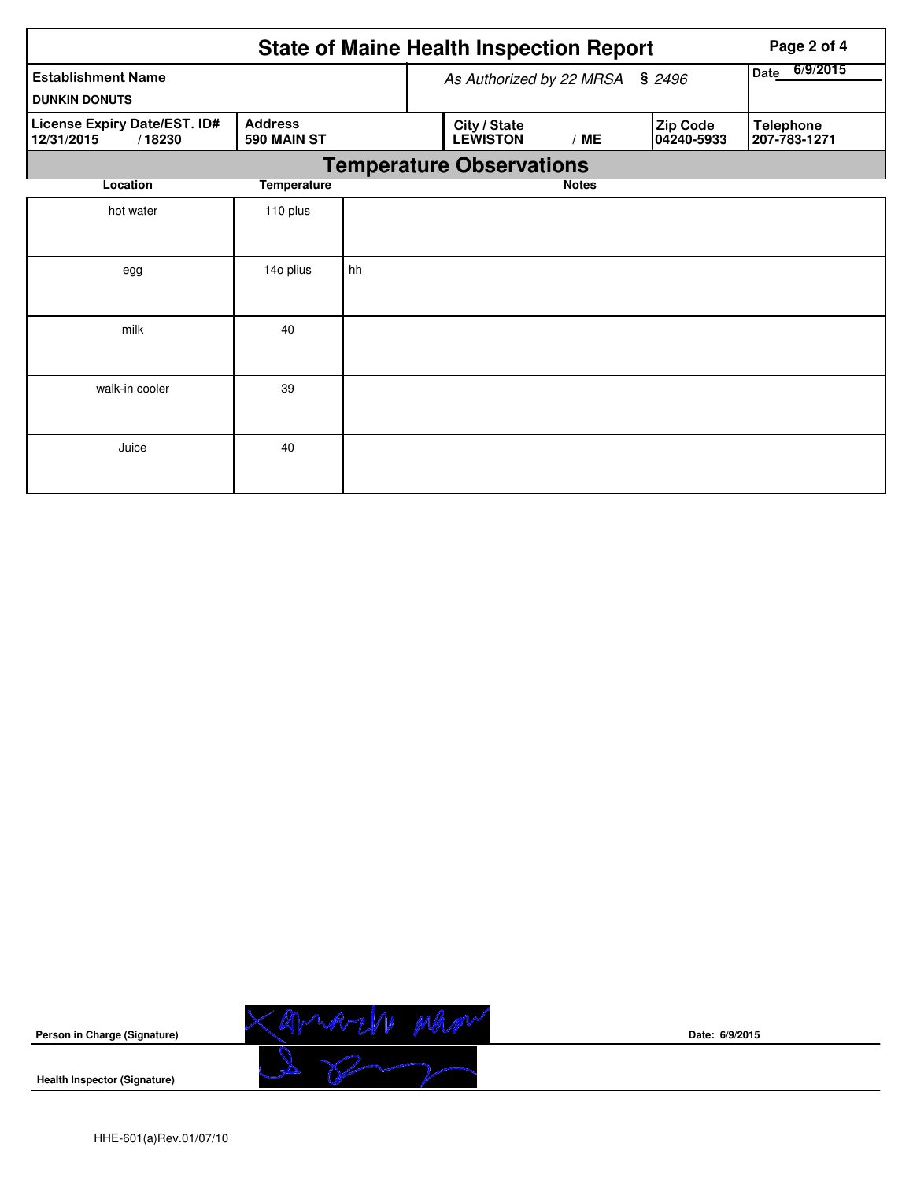# State of Maine Health Inspection Report

| Establishment Name | As Authorized by 22 MRSA § 2496 | Date 6/9/2015 |
|---|---|---|
| DUNKIN DONUTS | | |

| License Expiry Date/EST. ID# | Address | City / State | Zip Code | Telephone |
|---|---|---|---|---|
| 12/31/2015 / 18230 | 590 MAIN ST | LEWISTON / ME | 04240-5933 | 207-783-1271 |

## Temperature Observations

| Location | Temperature | Notes |
|---|---|---|
| hot water | 110 plus | |
| egg | 14o plius | hh |
| milk | 40 | |
| walk-in cooler | 39 | |
| Juice | 40 | |

**Person in Charge (Signature)**

**Date: 6/9/2015**

**Health Inspector (Signature)**

HHE-601(a)Rev.01/07/10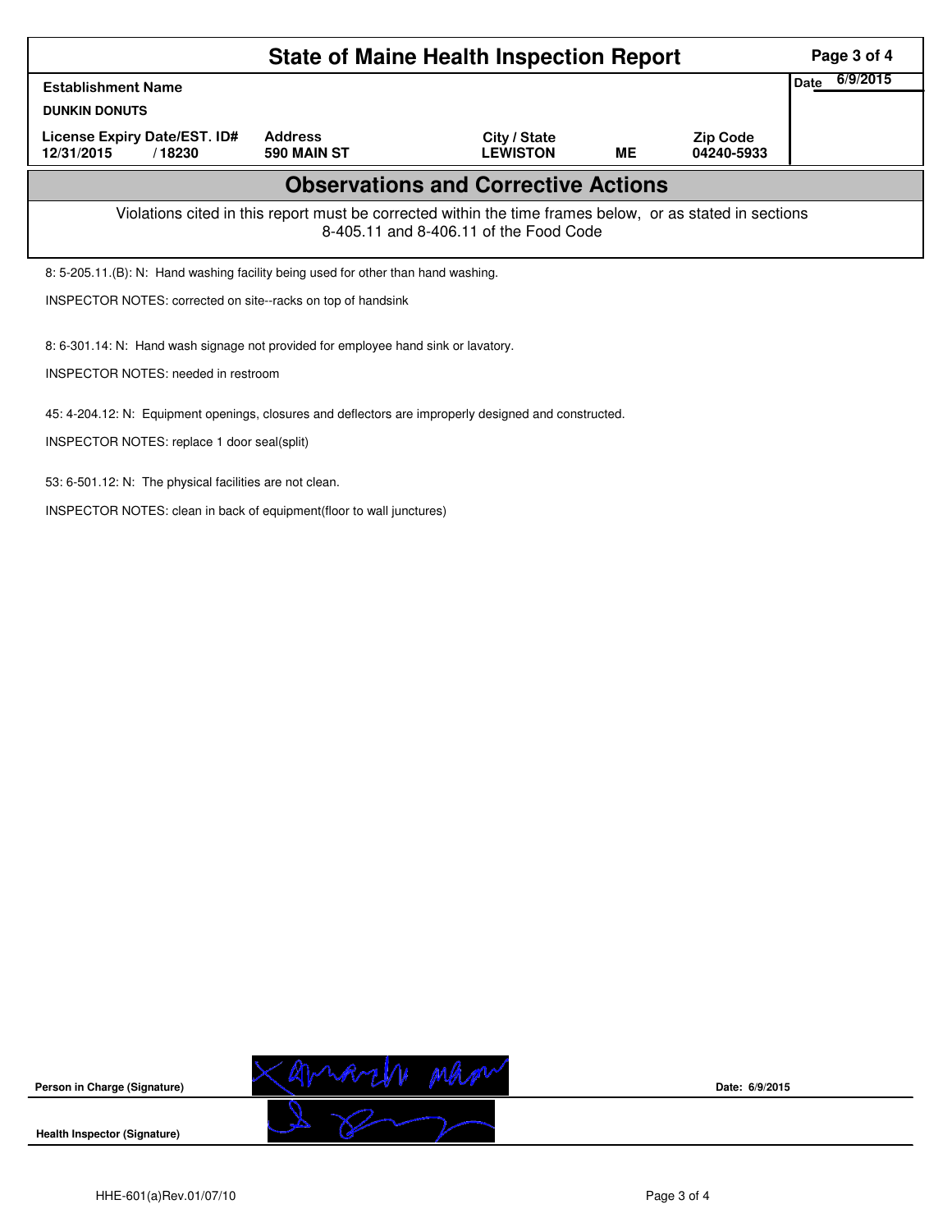# State of Maine Health Inspection Report

| Establishment Name | | | | | Date 6/9/2015 |
|---|---|---|---|---|---|
| DUNKIN DONUTS | | | | | |
| License Expiry Date/EST. ID# | Address | City / State | | Zip Code | |
| 12/31/2015 / 18230 | 590 MAIN ST | LEWISTON | ME | 04240-5933 | |

## Observations and Corrective Actions

Violations cited in this report must be corrected within the time frames below, or as stated in sections 8-405.11 and 8-406.11 of the Food Code

8: 5-205.11.(B): N: Hand washing facility being used for other than hand washing.

INSPECTOR NOTES: corrected on site--racks on top of handsink

8: 6-301.14: N: Hand wash signage not provided for employee hand sink or lavatory.

INSPECTOR NOTES: needed in restroom

45: 4-204.12: N: Equipment openings, closures and deflectors are improperly designed and constructed.

INSPECTOR NOTES: replace 1 door seal(split)

53: 6-501.12: N: The physical facilities are not clean.

INSPECTOR NOTES: clean in back of equipment(floor to wall junctures)

**Person in Charge (Signature)** [signature] **Date:** 6/9/2015

**Health Inspector (Signature)** [signature]

HHE-601(a)Rev.01/07/10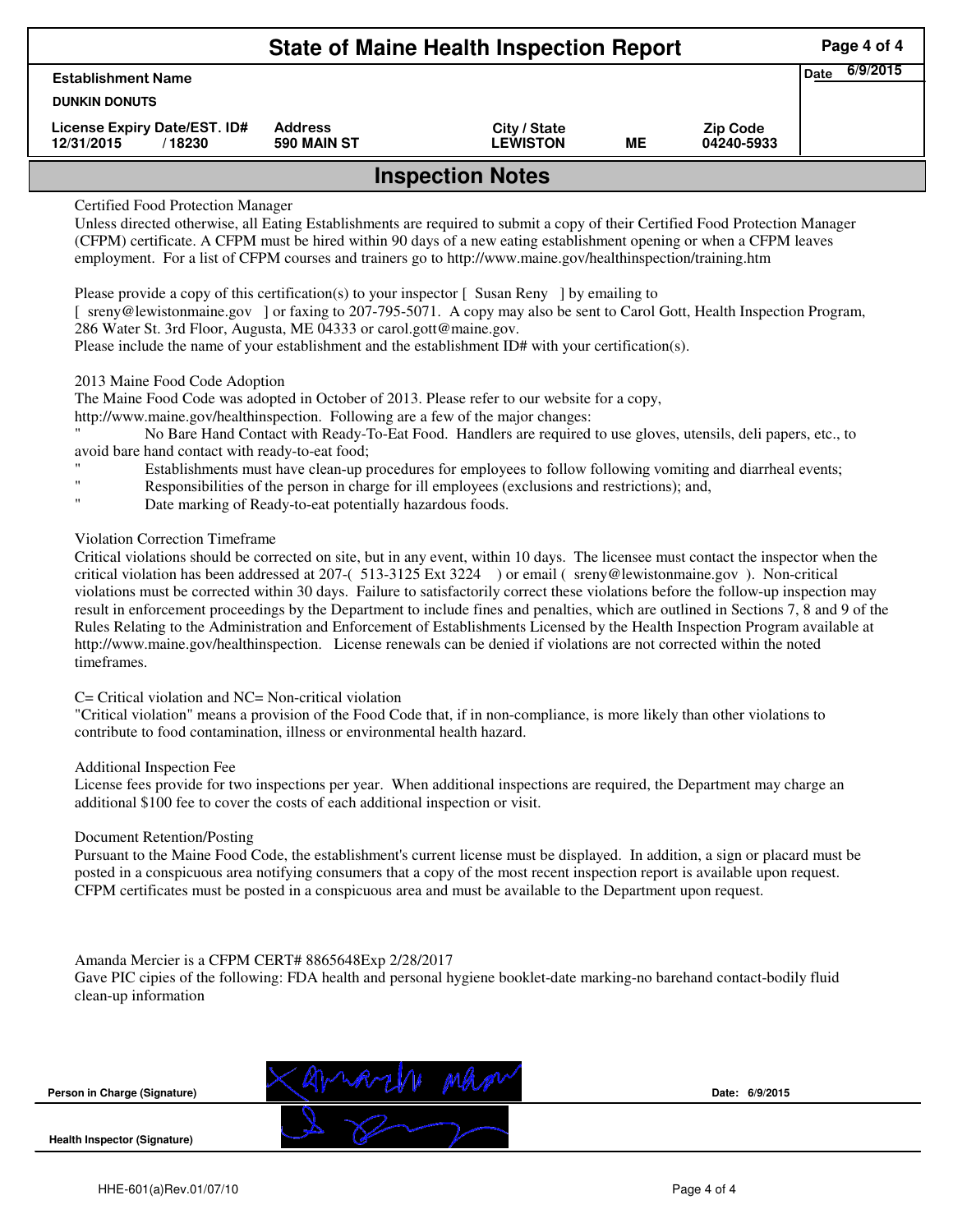# State of Maine Health Inspection Report

| Establishment Name | | | | | Date 6/9/2015 |
|---|---|---|---|---|---|
| DUNKIN DONUTS | | | | | |
| License Expiry Date/EST. ID# | Address | City / State | | Zip Code | |
| 12/31/2015 / 18230 | 590 MAIN ST | LEWISTON | ME | 04240-5933 | |

## Inspection Notes

Certified Food Protection Manager
Unless directed otherwise, all Eating Establishments are required to submit a copy of their Certified Food Protection Manager (CFPM) certificate. A CFPM must be hired within 90 days of a new eating establishment opening or when a CFPM leaves employment. For a list of CFPM courses and trainers go to http://www.maine.gov/healthinspection/training.htm

Please provide a copy of this certification(s) to your inspector [ Susan Reny ] by emailing to [ sreny@lewistonmaine.gov ] or faxing to 207-795-5071. A copy may also be sent to Carol Gott, Health Inspection Program, 286 Water St. 3rd Floor, Augusta, ME 04333 or carol.gott@maine.gov.
Please include the name of your establishment and the establishment ID# with your certification(s).

2013 Maine Food Code Adoption
The Maine Food Code was adopted in October of 2013. Please refer to our website for a copy, http://www.maine.gov/healthinspection. Following are a few of the major changes:
" No Bare Hand Contact with Ready-To-Eat Food. Handlers are required to use gloves, utensils, deli papers, etc., to avoid bare hand contact with ready-to-eat food;
" Establishments must have clean-up procedures for employees to follow following vomiting and diarrheal events;
" Responsibilities of the person in charge for ill employees (exclusions and restrictions); and,
" Date marking of Ready-to-eat potentially hazardous foods.

Violation Correction Timeframe
Critical violations should be corrected on site, but in any event, within 10 days. The licensee must contact the inspector when the critical violation has been addressed at 207-( 513-3125 Ext 3224 ) or email ( sreny@lewistonmaine.gov ). Non-critical violations must be corrected within 30 days. Failure to satisfactorily correct these violations before the follow-up inspection may result in enforcement proceedings by the Department to include fines and penalties, which are outlined in Sections 7, 8 and 9 of the Rules Relating to the Administration and Enforcement of Establishments Licensed by the Health Inspection Program available at http://www.maine.gov/healthinspection. License renewals can be denied if violations are not corrected within the noted timeframes.

C= Critical violation and NC= Non-critical violation
"Critical violation" means a provision of the Food Code that, if in non-compliance, is more likely than other violations to contribute to food contamination, illness or environmental health hazard.

Additional Inspection Fee
License fees provide for two inspections per year. When additional inspections are required, the Department may charge an additional $100 fee to cover the costs of each additional inspection or visit.

Document Retention/Posting
Pursuant to the Maine Food Code, the establishment's current license must be displayed. In addition, a sign or placard must be posted in a conspicuous area notifying consumers that a copy of the most recent inspection report is available upon request. CFPM certificates must be posted in a conspicuous area and must be available to the Department upon request.

Amanda Mercier is a CFPM CERT# 8865648Exp 2/28/2017
Gave PIC cipies of the following: FDA health and personal hygiene booklet-date marking-no barehand contact-bodily fluid clean-up information

Person in Charge (Signature) Date: 6/9/2015

Health Inspector (Signature)

HHE-601(a)Rev.01/07/10